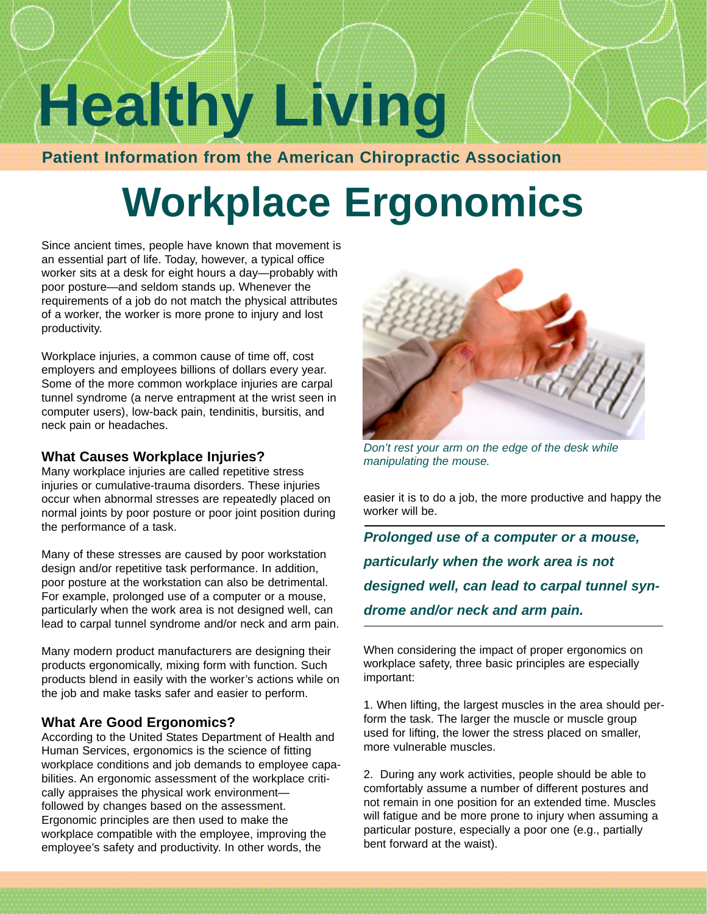# Healthy Living

**Patient Information from the American Chiropractic Association**

# Workplace Ergonomics

Since ancient times, people have known that movement is an essential part of life. Today, however, a typical office worker sits at a desk for eight hours a day—probably with poor posture—and seldom stands up. Whenever the requirements of a job do not match the physical attributes of a worker, the worker is more prone to injury and lost productivity.

Workplace injuries, a common cause of time off, cost employers and employees billions of dollars every year. Some of the more common workplace injuries are carpal tunnel syndrome (a nerve entrapment at the wrist seen in computer users), low-back pain, tendinitis, bursitis, and neck pain or headaches.

## What Causes Workplace Injuries?

Many workplace injuries are called repetitive stress injuries or cumulative-trauma disorders. These injuries occur when abnormal stresses are repeatedly placed on normal joints by poor posture or poor joint position during the performance of a task.

Many of these stresses are caused by poor workstation design and/or repetitive task performance. In addition, poor posture at the workstation can also be detrimental. For example, prolonged use of a computer or a mouse, particularly when the work area is not designed well, can lead to carpal tunnel syndrome and/or neck and arm pain.

Many modern product manufacturers are designing their products ergonomically, mixing form with function. Such products blend in easily with the worker's actions while on the job and make tasks safer and easier to perform.

## What Are Good Ergonomics?

According to the United States Department of Health and Human Services, ergonomics is the science of fitting workplace conditions and job demands to employee capabilities. An ergonomic assessment of the workplace critically appraises the physical work environment—followed by changes based on the assessment. Ergonomic principles are then used to make the workplace compatible with the employee, improving the employee's safety and productivity. In other words, the easier it is to do a job, the more productive and happy the worker will be.

*Don't rest your arm on the edge of the desk while manipulating the mouse.*

***Prolonged use of a computer or a mouse, particularly when the work area is not designed well, can lead to carpal tunnel syndrome and/or neck and arm pain.***

When considering the impact of proper ergonomics on workplace safety, three basic principles are especially important:

1. When lifting, the largest muscles in the area should perform the task. The larger the muscle or muscle group used for lifting, the lower the stress placed on smaller, more vulnerable muscles.

2. During any work activities, people should be able to comfortably assume a number of different postures and not remain in one position for an extended time. Muscles will fatigue and be more prone to injury when assuming a particular posture, especially a poor one (e.g., partially bent forward at the waist).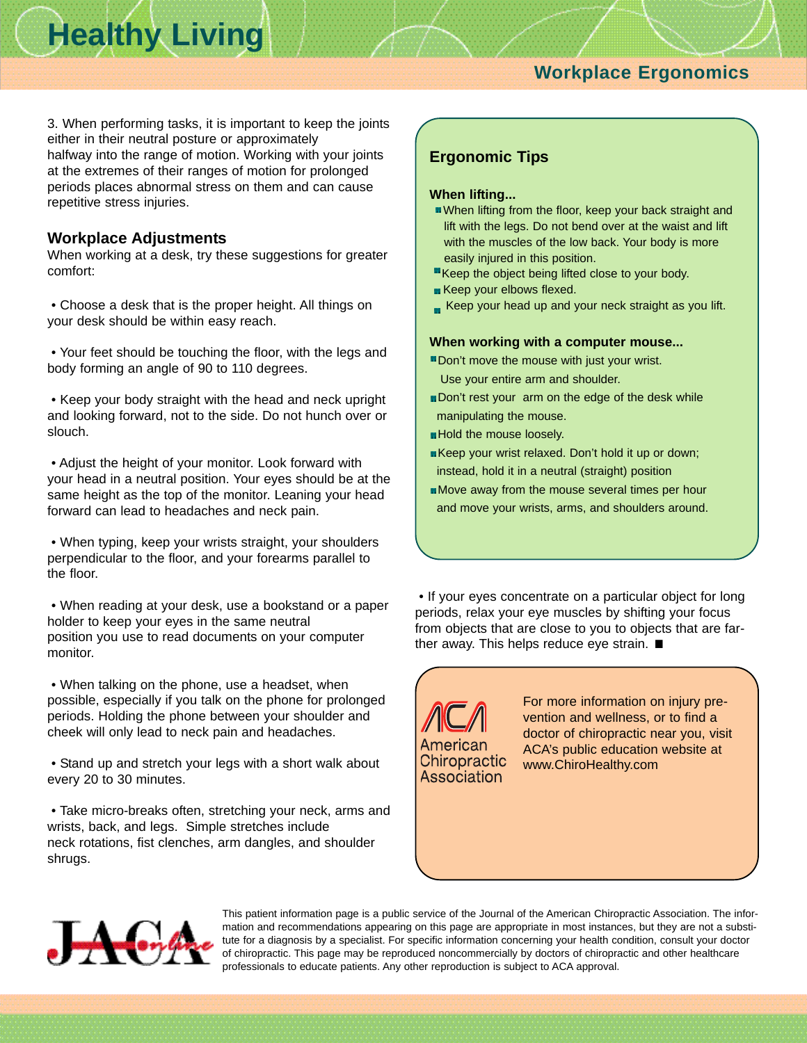3. When performing tasks, it is important to keep the joints either in their neutral posture or approximately halfway into the range of motion. Working with your joints at the extremes of their ranges of motion for prolonged periods places abnormal stress on them and can cause repetitive stress injuries.

## Workplace Adjustments

When working at a desk, try these suggestions for greater comfort:

- Choose a desk that is the proper height. All things on your desk should be within easy reach.
- Your feet should be touching the floor, with the legs and body forming an angle of 90 to 110 degrees.
- Keep your body straight with the head and neck upright and looking forward, not to the side. Do not hunch over or slouch.
- Adjust the height of your monitor. Look forward with your head in a neutral position. Your eyes should be at the same height as the top of the monitor. Leaning your head forward can lead to headaches and neck pain.
- When typing, keep your wrists straight, your shoulders perpendicular to the floor, and your forearms parallel to the floor.
- When reading at your desk, use a bookstand or a paper holder to keep your eyes in the same neutral position you use to read documents on your computer monitor.
- When talking on the phone, use a headset, when possible, especially if you talk on the phone for prolonged periods. Holding the phone between your shoulder and cheek will only lead to neck pain and headaches.
- Stand up and stretch your legs with a short walk about every 20 to 30 minutes.
- Take micro-breaks often, stretching your neck, arms and wrists, back, and legs. Simple stretches include neck rotations, fist clenches, arm dangles, and shoulder shrugs.

## Ergonomic Tips

**When lifting...**

- When lifting from the floor, keep your back straight and lift with the legs. Do not bend over at the waist and lift with the muscles of the low back. Your body is more easily injured in this position.
- Keep the object being lifted close to your body.
- Keep your elbows flexed.
- Keep your head up and your neck straight as you lift.

**When working with a computer mouse...**

- Don't move the mouse with just your wrist. Use your entire arm and shoulder.
- Don't rest your arm on the edge of the desk while manipulating the mouse.
- Hold the mouse loosely.
- Keep your wrist relaxed. Don't hold it up or down; instead, hold it in a neutral (straight) position
- Move away from the mouse several times per hour and move your wrists, arms, and shoulders around.

- If your eyes concentrate on a particular object for long periods, relax your eye muscles by shifting your focus from objects that are close to you to objects that are farther away. This helps reduce eye strain. ■

ACA American Chiropractic Association

For more information on injury prevention and wellness, or to find a doctor of chiropractic near you, visit ACA's public education website at www.ChiroHealthy.com

JACA online

This patient information page is a public service of the Journal of the American Chiropractic Association. The information and recommendations appearing on this page are appropriate in most instances, but they are not a substitute for a diagnosis by a specialist. For specific information concerning your health condition, consult your doctor of chiropractic. This page may be reproduced noncommercially by doctors of chiropractic and other healthcare professionals to educate patients. Any other reproduction is subject to ACA approval.